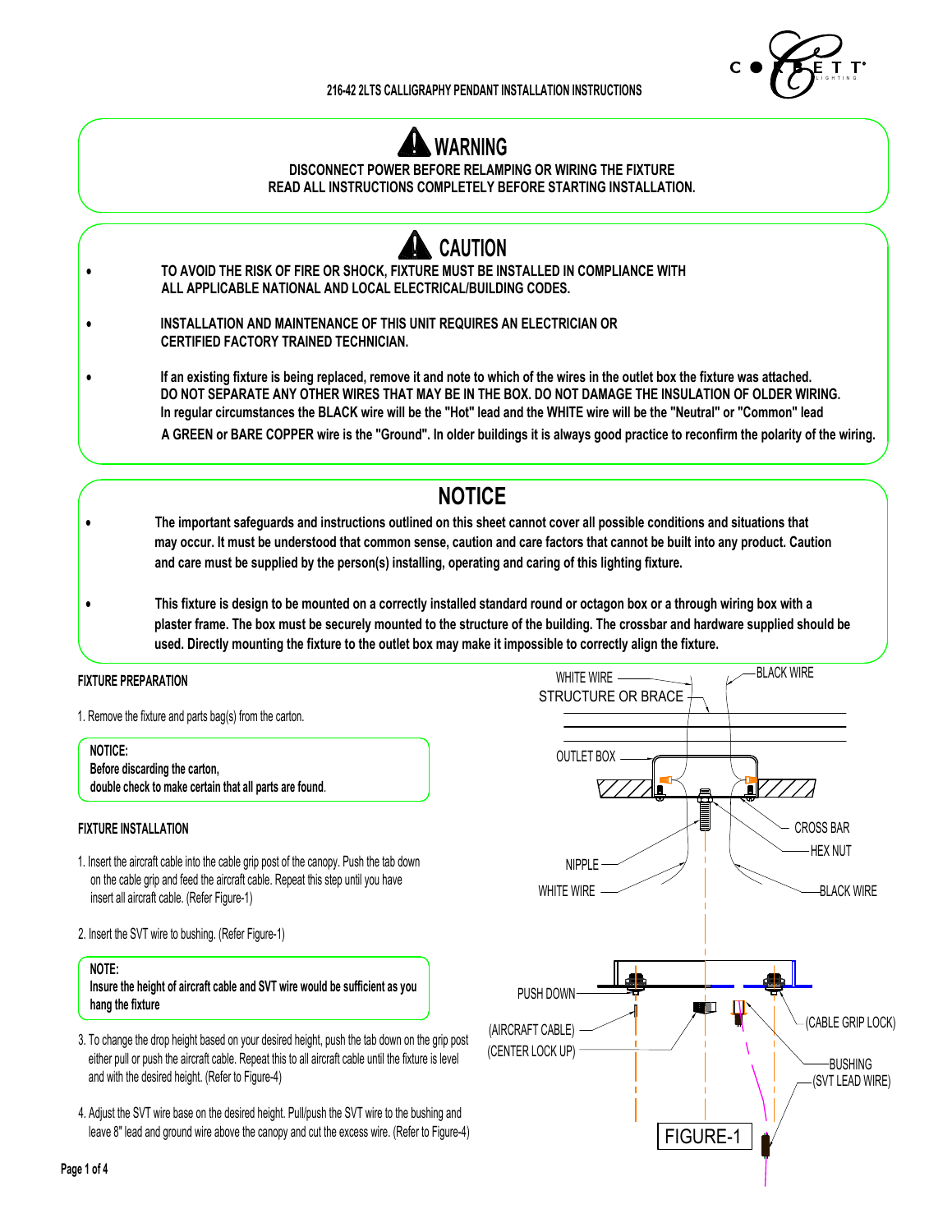216-42 2LTS CALLIGRAPHY PENDANT INSTALLATION INSTRUCTIONS

## WARNING

**DISCONNECT POWER BEFORE RELAMPING OR WIRING THE FIXTURE**
**READ ALL INSTRUCTIONS COMPLETELY BEFORE STARTING INSTALLATION.**

## CAUTION

- **TO AVOID THE RISK OF FIRE OR SHOCK, FIXTURE MUST BE INSTALLED IN COMPLIANCE WITH ALL APPLICABLE NATIONAL AND LOCAL ELECTRICAL/BUILDING CODES.**
- **INSTALLATION AND MAINTENANCE OF THIS UNIT REQUIRES AN ELECTRICIAN OR CERTIFIED FACTORY TRAINED TECHNICIAN.**
- **If an existing fixture is being replaced, remove it and note to which of the wires in the outlet box the fixture was attached. DO NOT SEPARATE ANY OTHER WIRES THAT MAY BE IN THE BOX. DO NOT DAMAGE THE INSULATION OF OLDER WIRING. In regular circumstances the BLACK wire will be the "Hot" lead and the WHITE wire will be the "Neutral" or "Common" lead A GREEN or BARE COPPER wire is the "Ground". In older buildings it is always good practice to reconfirm the polarity of the wiring.**

## NOTICE

- **The important safeguards and instructions outlined on this sheet cannot cover all possible conditions and situations that may occur. It must be understood that common sense, caution and care factors that cannot be built into any product. Caution and care must be supplied by the person(s) installing, operating and caring of this lighting fixture.**
- **This fixture is design to be mounted on a correctly installed standard round or octagon box or a through wiring box with a plaster frame. The box must be securely mounted to the structure of the building. The crossbar and hardware supplied should be used. Directly mounting the fixture to the outlet box may make it impossible to correctly align the fixture.**

### FIXTURE PREPARATION

1. Remove the fixture and parts bag(s) from the carton.

> **NOTICE:**
> **Before discarding the carton,**
> **double check to make certain that all parts are found**.

### FIXTURE INSTALLATION

1. Insert the aircraft cable into the cable grip post of the canopy. Push the tab down on the cable grip and feed the aircraft cable. Repeat this step until you have insert all aircraft cable. (Refer Figure-1)

2. Insert the SVT wire to bushing. (Refer Figure-1)

> **NOTE:**
> **Insure the height of aircraft cable and SVT wire would be sufficient as you hang the fixture**

3. To change the drop height based on your desired height, push the tab down on the grip post either pull or push the aircraft cable. Repeat this to all aircraft cable until the fixture is level and with the desired height. (Refer to Figure-4)

4. Adjust the SVT wire base on the desired height. Pull/push the SVT wire to the bushing and leave 8" lead and ground wire above the canopy and cut the excess wire. (Refer to Figure-4)

WHITE WIRE, BLACK WIRE, STRUCTURE OR BRACE, OUTLET BOX, CROSS BAR, HEX NUT, NIPPLE, WHITE WIRE, BLACK WIRE, PUSH DOWN, (CABLE GRIP LOCK), (AIRCRAFT CABLE), (CENTER LOCK UP), BUSHING, (SVT LEAD WIRE)

FIGURE-1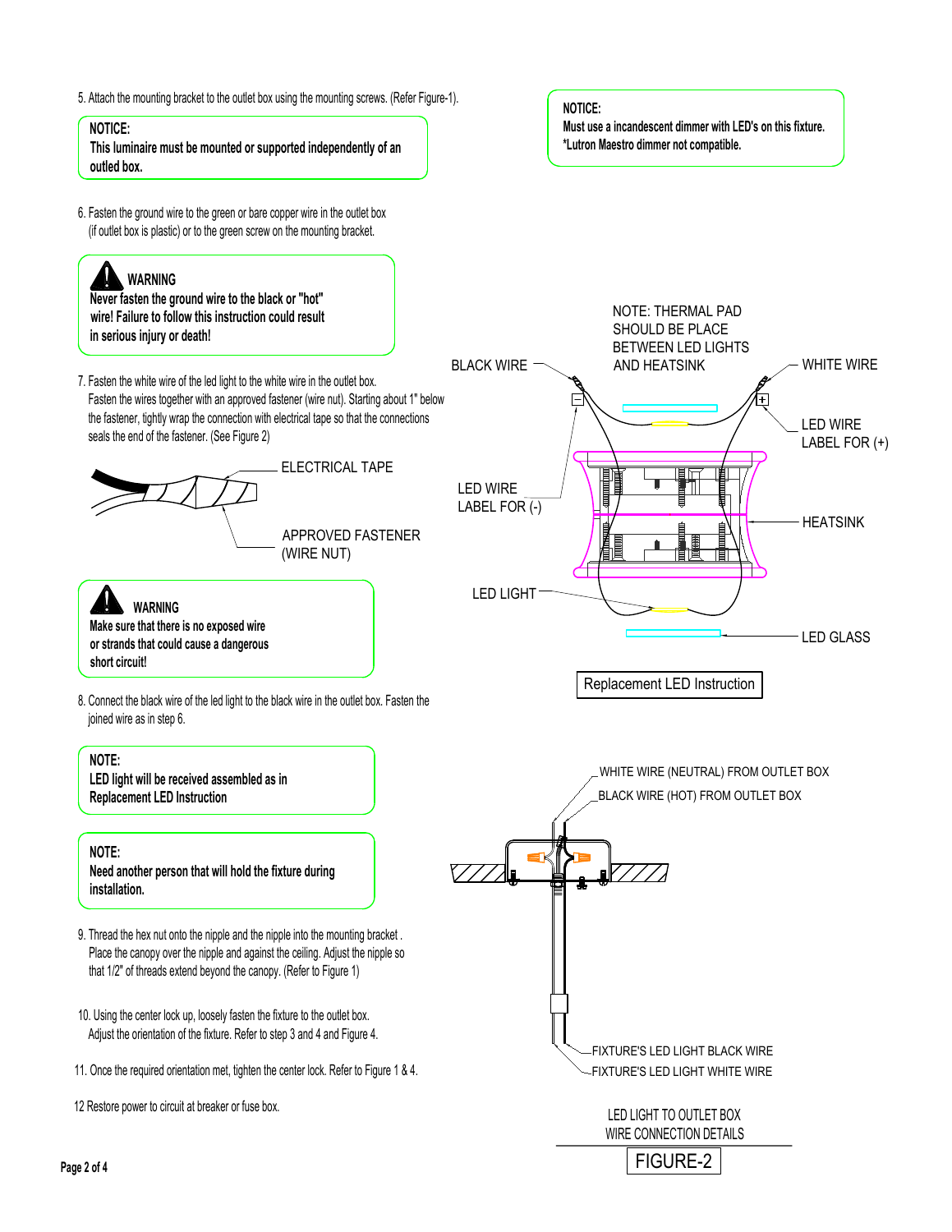5. Attach the mounting bracket to the outlet box using the mounting screws. (Refer Figure-1).

**NOTICE:**
**This luminaire must be mounted or supported independently of an outled box.**

**NOTICE:**
**Must use a incandescent dimmer with LED's on this fixture.**
**\*Lutron Maestro dimmer not compatible.**

6. Fasten the ground wire to the green or bare copper wire in the outlet box (if outlet box is plastic) or to the green screw on the mounting bracket.

**WARNING**
**Never fasten the ground wire to the black or "hot" wire! Failure to follow this instruction could result in serious injury or death!**

7. Fasten the white wire of the led light to the white wire in the outlet box. Fasten the wires together with an approved fastener (wire nut). Starting about 1" below the fastener, tightly wrap the connection with electrical tape so that the connections seals the end of the fastener. (See Figure 2)

ELECTRICAL TAPE

APPROVED FASTENER (WIRE NUT)

NOTE: THERMAL PAD SHOULD BE PLACE BETWEEN LED LIGHTS AND HEATSINK

BLACK WIRE

WHITE WIRE

LED WIRE LABEL FOR (+)

LED WIRE LABEL FOR (-)

HEATSINK

LED LIGHT

LED GLASS

Replacement LED Instruction

**WARNING**
**Make sure that there is no exposed wire or strands that could cause a dangerous short circuit!**

8. Connect the black wire of the led light to the black wire in the outlet box. Fasten the joined wire as in step 6.

**NOTE:**
**LED light will be received assembled as in Replacement LED Instruction**

**NOTE:**
**Need another person that will hold the fixture during installation.**

9. Thread the hex nut onto the nipple and the nipple into the mounting bracket. Place the canopy over the nipple and against the ceiling. Adjust the nipple so that 1/2" of threads extend beyond the canopy. (Refer to Figure 1)

10. Using the center lock up, loosely fasten the fixture to the outlet box. Adjust the orientation of the fixture. Refer to step 3 and 4 and Figure 4.

11. Once the required orientation met, tighten the center lock. Refer to Figure 1 & 4.

12 Restore power to circuit at breaker or fuse box.

WHITE WIRE (NEUTRAL) FROM OUTLET BOX

BLACK WIRE (HOT) FROM OUTLET BOX

FIXTURE'S LED LIGHT BLACK WIRE

FIXTURE'S LED LIGHT WHITE WIRE

LED LIGHT TO OUTLET BOX WIRE CONNECTION DETAILS

FIGURE-2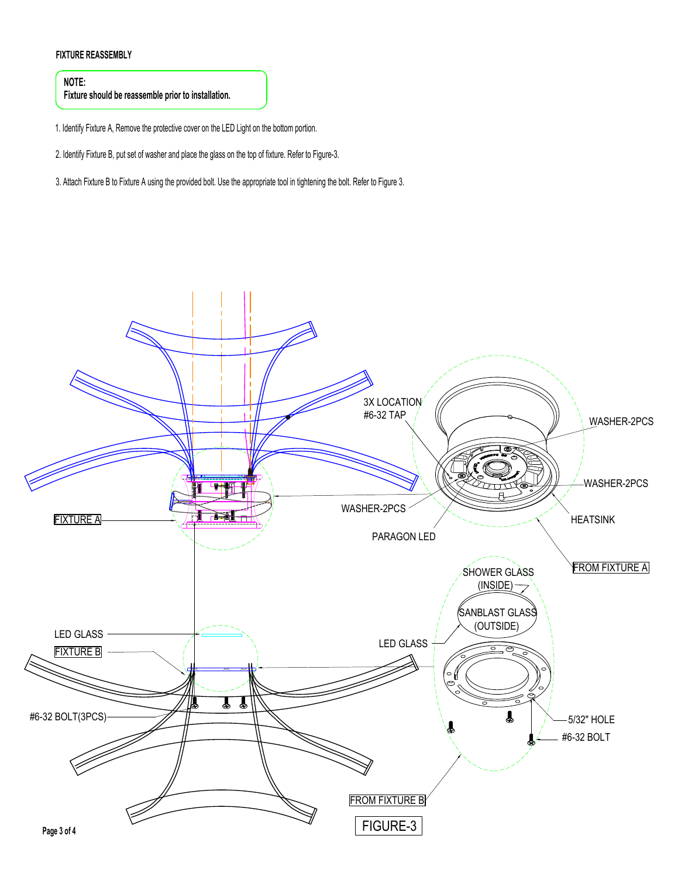### FIXTURE REASSEMBLY

**NOTE:**
**Fixture should be reassemble prior to installation.**

1. Identify Fixture A, Remove the protective cover on the LED Light on the bottom portion.

2. Identify Fixture B, put set of washer and place the glass on the top of fixture. Refer to Figure-3.

3. Attach Fixture B to Fixture A using the provided bolt. Use the appropriate tool in tightening the bolt. Refer to Figure 3.

3X LOCATION #6-32 TAP

WASHER-2PCS

WASHER-2PCS

WASHER-2PCS

HEATSINK

PARAGON LED

FIXTURE A

FROM FIXTURE A

SHOWER GLASS (INSIDE)

SANBLAST GLASS (OUTSIDE)

LED GLASS

FIXTURE B

LED GLASS

#6-32 BOLT(3PCS)

5/32" HOLE

#6-32 BOLT

FROM FIXTURE B

FIGURE-3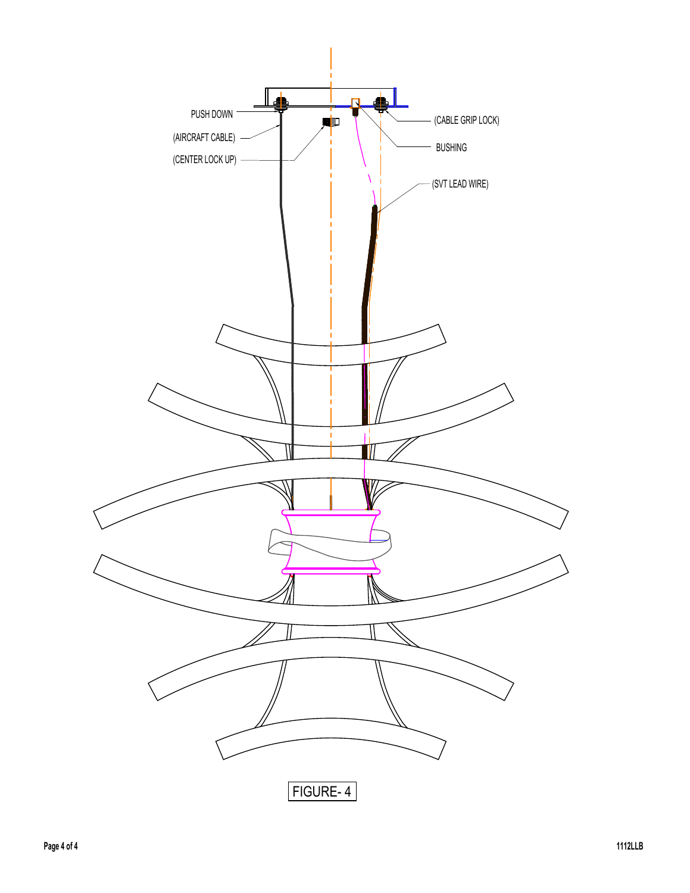PUSH DOWN

(AIRCRAFT CABLE)

(CENTER LOCK UP)

(CABLE GRIP LOCK)

BUSHING

(SVT LEAD WIRE)

FIGURE- 4